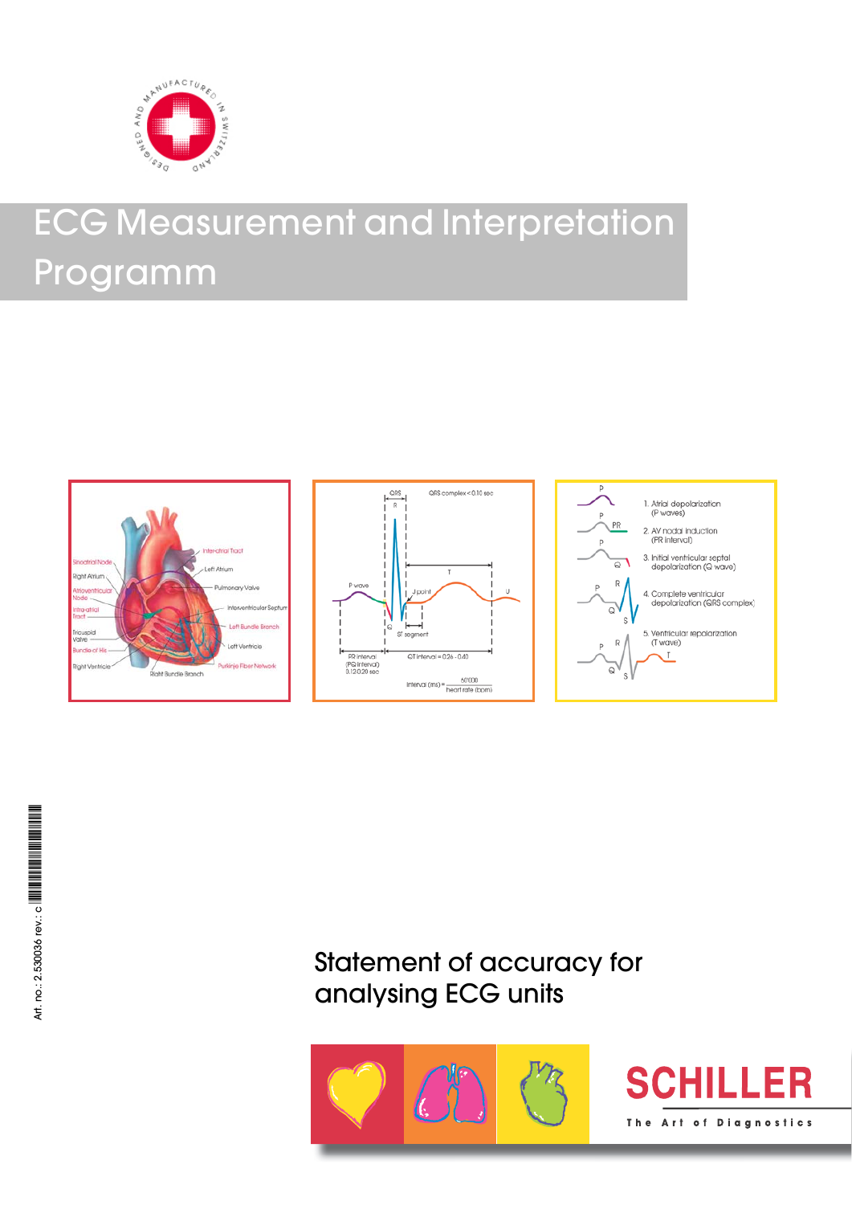# ECG Measurement and Interpretation Programm

## Statement of accuracy for analysing ECG units

SCHILLER

The Art of Diagnostics

Art. no.: 2.530036 rev.: c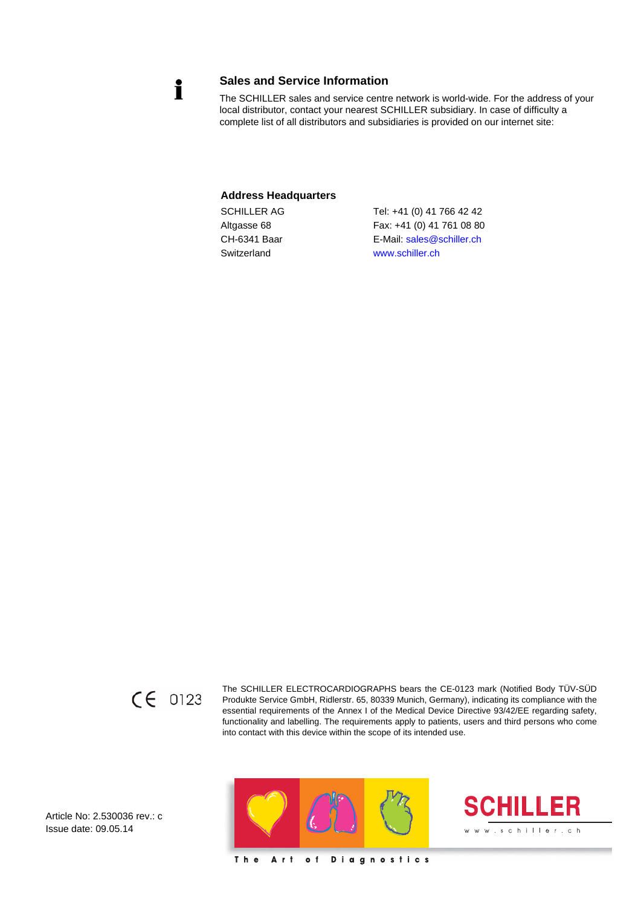## Sales and Service Information

The SCHILLER sales and service centre network is world-wide. For the address of your local distributor, contact your nearest SCHILLER subsidiary. In case of difficulty a complete list of all distributors and subsidiaries is provided on our internet site:

### Address Headquarters

| | |
|---|---|
| SCHILLER AG | Tel: +41 (0) 41 766 42 42 |
| Altgasse 68 | Fax: +41 (0) 41 761 08 80 |
| CH-6341 Baar | E-Mail: sales@schiller.ch |
| Switzerland | www.schiller.ch |

CE 0123

The SCHILLER ELECTROCARDIOGRAPHS bears the CE-0123 mark (Notified Body TÜV-SÜD Produkte Service GmbH, Ridlerstr. 65, 80339 Munich, Germany), indicating its compliance with the essential requirements of the Annex I of the Medical Device Directive 93/42/EE regarding safety, functionality and labelling. The requirements apply to patients, users and third persons who come into contact with this device within the scope of its intended use.

Article No: 2.530036 rev.: c
Issue date: 09.05.14

The Art of Diagnostics

SCHILLER
www.schiller.ch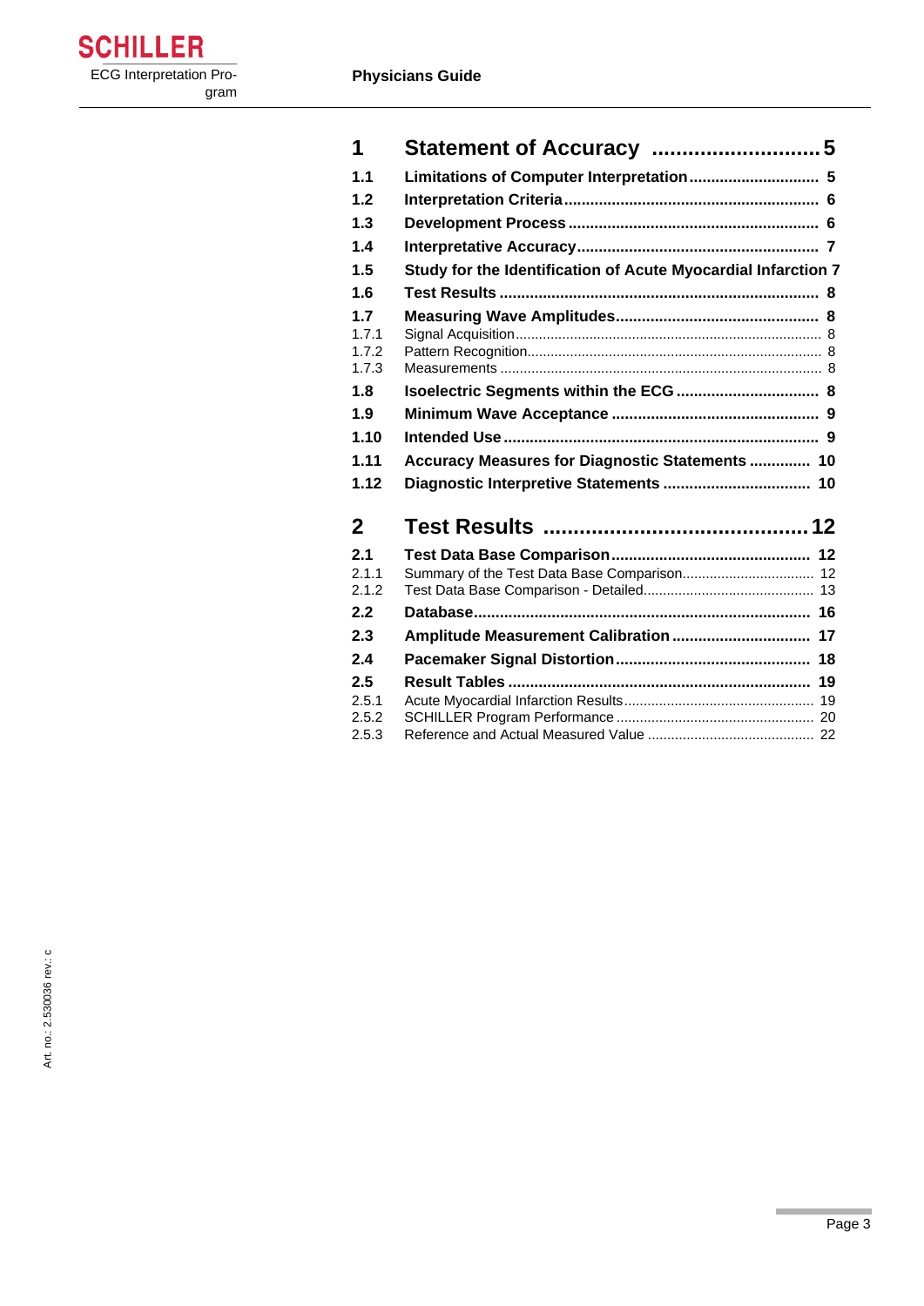| | | |
|---|---|---|
| **1** | **Statement of Accuracy** | **5** |
| **1.1** | **Limitations of Computer Interpretation** | **5** |
| **1.2** | **Interpretation Criteria** | **6** |
| **1.3** | **Development Process** | **6** |
| **1.4** | **Interpretative Accuracy** | **7** |
| **1.5** | **Study for the Identification of Acute Myocardial Infarction** | **7** |
| **1.6** | **Test Results** | **8** |
| **1.7** | **Measuring Wave Amplitudes** | **8** |
| 1.7.1 | Signal Acquisition | 8 |
| 1.7.2 | Pattern Recognition | 8 |
| 1.7.3 | Measurements | 8 |
| **1.8** | **Isoelectric Segments within the ECG** | **8** |
| **1.9** | **Minimum Wave Acceptance** | **9** |
| **1.10** | **Intended Use** | **9** |
| **1.11** | **Accuracy Measures for Diagnostic Statements** | **10** |
| **1.12** | **Diagnostic Interpretive Statements** | **10** |
| **2** | **Test Results** | **12** |
| **2.1** | **Test Data Base Comparison** | **12** |
| 2.1.1 | Summary of the Test Data Base Comparison | 12 |
| 2.1.2 | Test Data Base Comparison - Detailed | 13 |
| **2.2** | **Database** | **16** |
| **2.3** | **Amplitude Measurement Calibration** | **17** |
| **2.4** | **Pacemaker Signal Distortion** | **18** |
| **2.5** | **Result Tables** | **19** |
| 2.5.1 | Acute Myocardial Infarction Results | 19 |
| 2.5.2 | SCHILLER Program Performance | 20 |
| 2.5.3 | Reference and Actual Measured Value | 22 |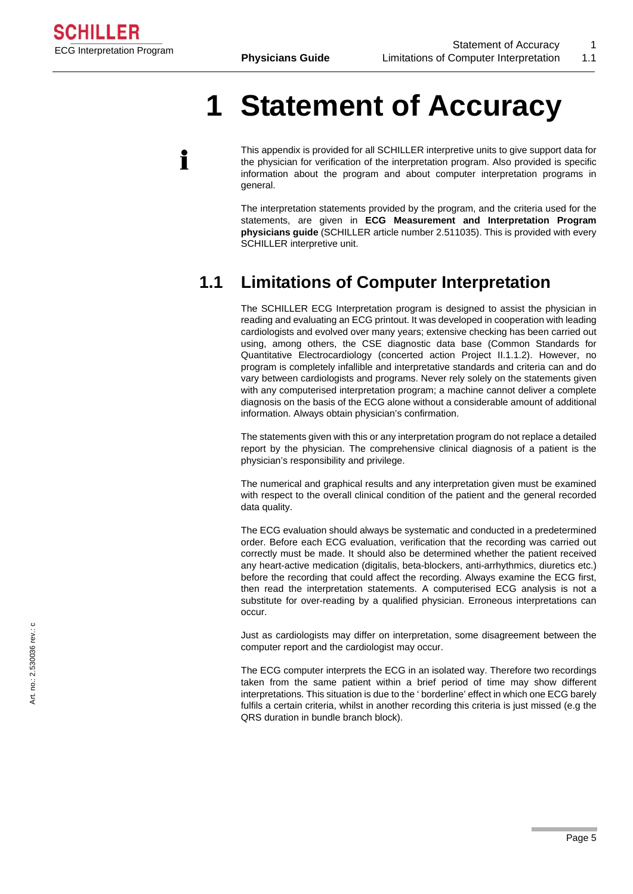# 1 Statement of Accuracy

This appendix is provided for all SCHILLER interpretive units to give support data for the physician for verification of the interpretation program. Also provided is specific information about the program and about computer interpretation programs in general.

The interpretation statements provided by the program, and the criteria used for the statements, are given in **ECG Measurement and Interpretation Program physicians guide** (SCHILLER article number 2.511035). This is provided with every SCHILLER interpretive unit.

## 1.1 Limitations of Computer Interpretation

The SCHILLER ECG Interpretation program is designed to assist the physician in reading and evaluating an ECG printout. It was developed in cooperation with leading cardiologists and evolved over many years; extensive checking has been carried out using, among others, the CSE diagnostic data base (Common Standards for Quantitative Electrocardiology (concerted action Project II.1.1.2). However, no program is completely infallible and interpretative standards and criteria can and do vary between cardiologists and programs. Never rely solely on the statements given with any computerised interpretation program; a machine cannot deliver a complete diagnosis on the basis of the ECG alone without a considerable amount of additional information. Always obtain physician's confirmation.

The statements given with this or any interpretation program do not replace a detailed report by the physician. The comprehensive clinical diagnosis of a patient is the physician's responsibility and privilege.

The numerical and graphical results and any interpretation given must be examined with respect to the overall clinical condition of the patient and the general recorded data quality.

The ECG evaluation should always be systematic and conducted in a predetermined order. Before each ECG evaluation, verification that the recording was carried out correctly must be made. It should also be determined whether the patient received any heart-active medication (digitalis, beta-blockers, anti-arrhythmics, diuretics etc.) before the recording that could affect the recording. Always examine the ECG first, then read the interpretation statements. A computerised ECG analysis is not a substitute for over-reading by a qualified physician. Erroneous interpretations can occur.

Just as cardiologists may differ on interpretation, some disagreement between the computer report and the cardiologist may occur.

The ECG computer interprets the ECG in an isolated way. Therefore two recordings taken from the same patient within a brief period of time may show different interpretations. This situation is due to the ' borderline' effect in which one ECG barely fulfils a certain criteria, whilst in another recording this criteria is just missed (e.g the QRS duration in bundle branch block).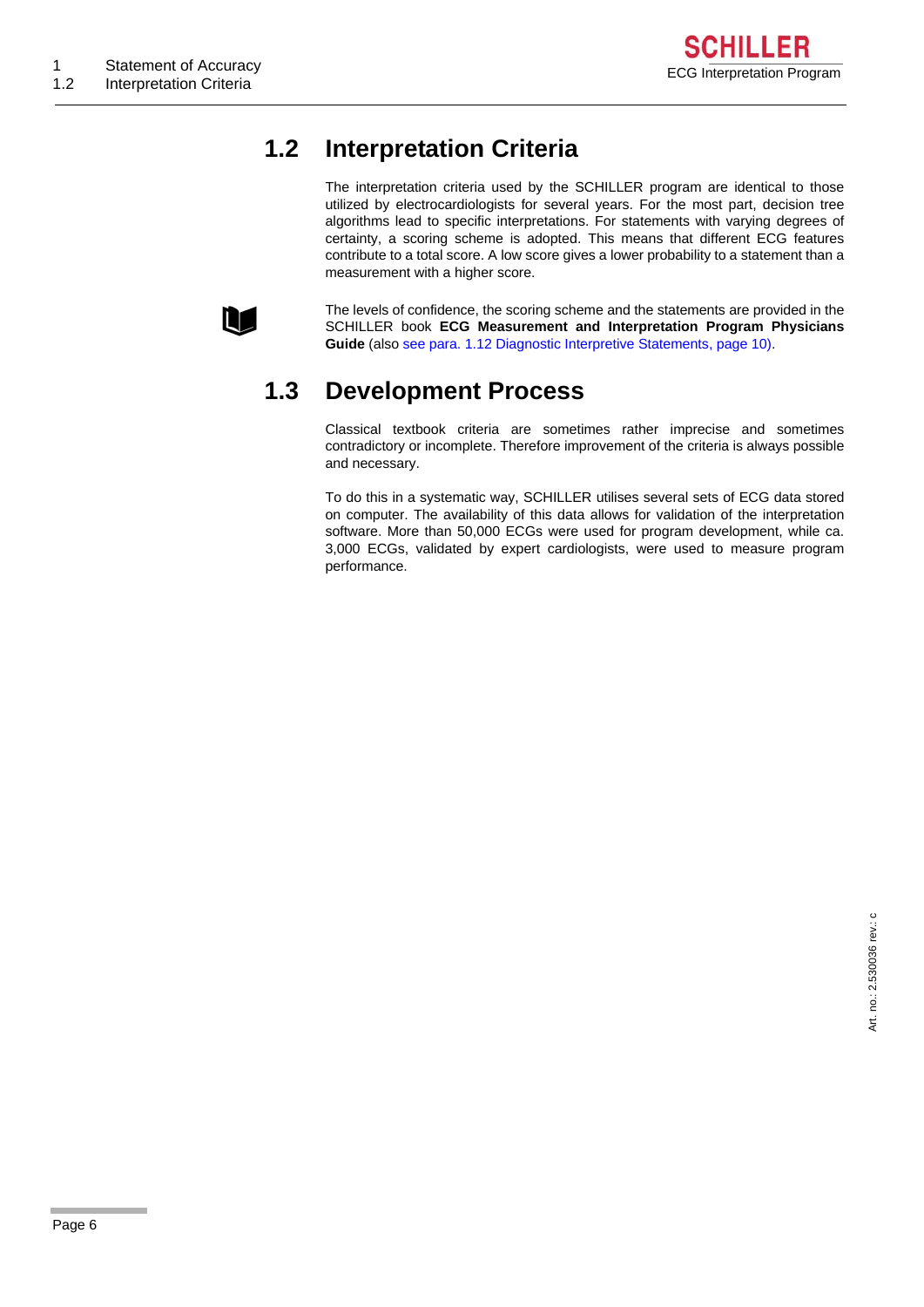## 1.2 Interpretation Criteria

The interpretation criteria used by the SCHILLER program are identical to those utilized by electrocardiologists for several years. For the most part, decision tree algorithms lead to specific interpretations. For statements with varying degrees of certainty, a scoring scheme is adopted. This means that different ECG features contribute to a total score. A low score gives a lower probability to a statement than a measurement with a higher score.

The levels of confidence, the scoring scheme and the statements are provided in the SCHILLER book **ECG Measurement and Interpretation Program Physicians Guide** (also see para. 1.12 Diagnostic Interpretive Statements, page 10).

## 1.3 Development Process

Classical textbook criteria are sometimes rather imprecise and sometimes contradictory or incomplete. Therefore improvement of the criteria is always possible and necessary.

To do this in a systematic way, SCHILLER utilises several sets of ECG data stored on computer. The availability of this data allows for validation of the interpretation software. More than 50,000 ECGs were used for program development, while ca. 3,000 ECGs, validated by expert cardiologists, were used to measure program performance.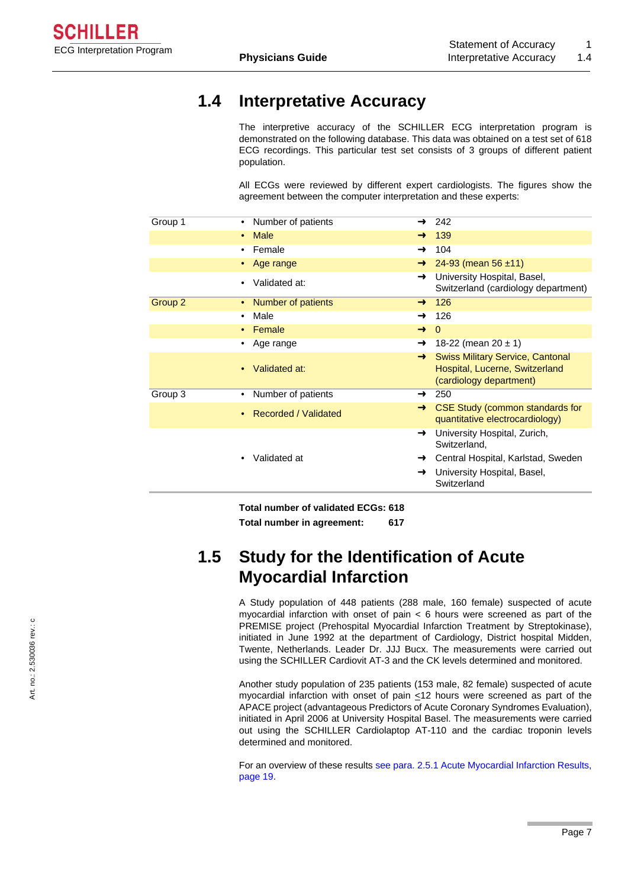## 1.4 Interpretative Accuracy

The interpretive accuracy of the SCHILLER ECG interpretation program is demonstrated on the following database. This data was obtained on a test set of 618 ECG recordings. This particular test set consists of 3 groups of different patient population.

All ECGs were reviewed by different expert cardiologists. The figures show the agreement between the computer interpretation and these experts:

| | | |
|---|---|---|
| Group 1 | • Number of patients | → 242 |
| | • Male | → 139 |
| | • Female | → 104 |
| | • Age range | → 24-93 (mean 56 ±11) |
| | • Validated at: | → University Hospital, Basel, Switzerland (cardiology department) |
| Group 2 | • Number of patients | → 126 |
| | • Male | → 126 |
| | • Female | → 0 |
| | • Age range | → 18-22 (mean 20 ± 1) |
| | • Validated at: | → Swiss Military Service, Cantonal Hospital, Lucerne, Switzerland (cardiology department) |
| Group 3 | • Number of patients | → 250 |
| | • Recorded / Validated | → CSE Study (common standards for quantitative electrocardiology) |
| | • Validated at | → University Hospital, Zurich, Switzerland,<br>→ Central Hospital, Karlstad, Sweden<br>→ University Hospital, Basel, Switzerland |

**Total number of validated ECGs: 618**
**Total number in agreement: 617**

## 1.5 Study for the Identification of Acute Myocardial Infarction

A Study population of 448 patients (288 male, 160 female) suspected of acute myocardial infarction with onset of pain < 6 hours were screened as part of the PREMISE project (Prehospital Myocardial Infarction Treatment by Streptokinase), initiated in June 1992 at the department of Cardiology, District hospital Midden, Twente, Netherlands. Leader Dr. JJJ Bucx. The measurements were carried out using the SCHILLER Cardiovit AT-3 and the CK levels determined and monitored.

Another study population of 235 patients (153 male, 82 female) suspected of acute myocardial infarction with onset of pain ≤12 hours were screened as part of the APACE project (advantageous Predictors of Acute Coronary Syndromes Evaluation), initiated in April 2006 at University Hospital Basel. The measurements were carried out using the SCHILLER Cardiolaptop AT-110 and the cardiac troponin levels determined and monitored.

For an overview of these results see para. 2.5.1 Acute Myocardial Infarction Results, page 19.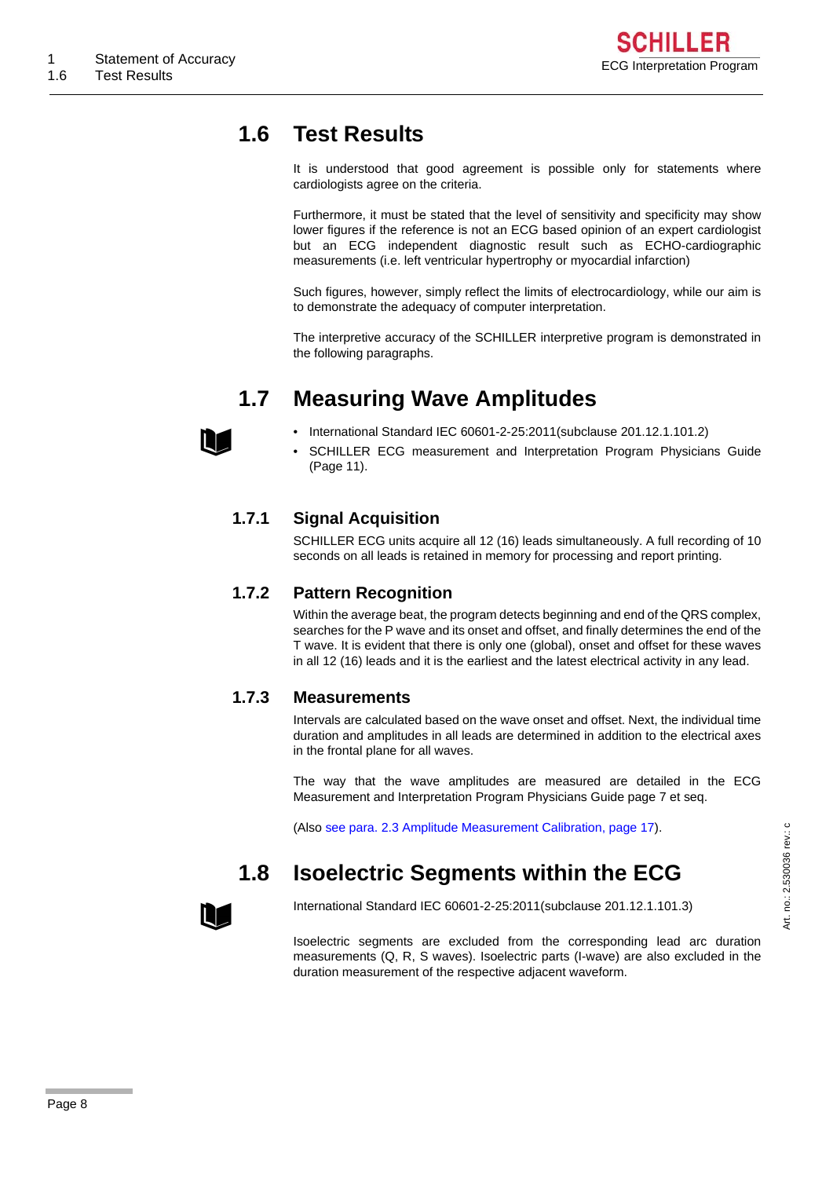## 1.6 Test Results

It is understood that good agreement is possible only for statements where cardiologists agree on the criteria.

Furthermore, it must be stated that the level of sensitivity and specificity may show lower figures if the reference is not an ECG based opinion of an expert cardiologist but an ECG independent diagnostic result such as ECHO-cardiographic measurements (i.e. left ventricular hypertrophy or myocardial infarction)

Such figures, however, simply reflect the limits of electrocardiology, while our aim is to demonstrate the adequacy of computer interpretation.

The interpretive accuracy of the SCHILLER interpretive program is demonstrated in the following paragraphs.

## 1.7 Measuring Wave Amplitudes

- International Standard IEC 60601-2-25:2011(subclause 201.12.1.101.2)
- SCHILLER ECG measurement and Interpretation Program Physicians Guide (Page 11).

### 1.7.1 Signal Acquisition

SCHILLER ECG units acquire all 12 (16) leads simultaneously. A full recording of 10 seconds on all leads is retained in memory for processing and report printing.

### 1.7.2 Pattern Recognition

Within the average beat, the program detects beginning and end of the QRS complex, searches for the P wave and its onset and offset, and finally determines the end of the T wave. It is evident that there is only one (global), onset and offset for these waves in all 12 (16) leads and it is the earliest and the latest electrical activity in any lead.

### 1.7.3 Measurements

Intervals are calculated based on the wave onset and offset. Next, the individual time duration and amplitudes in all leads are determined in addition to the electrical axes in the frontal plane for all waves.

The way that the wave amplitudes are measured are detailed in the ECG Measurement and Interpretation Program Physicians Guide page 7 et seq.

(Also see para. 2.3 Amplitude Measurement Calibration, page 17).

## 1.8 Isoelectric Segments within the ECG

International Standard IEC 60601-2-25:2011(subclause 201.12.1.101.3)

Isoelectric segments are excluded from the corresponding lead arc duration measurements (Q, R, S waves). Isoelectric parts (I-wave) are also excluded in the duration measurement of the respective adjacent waveform.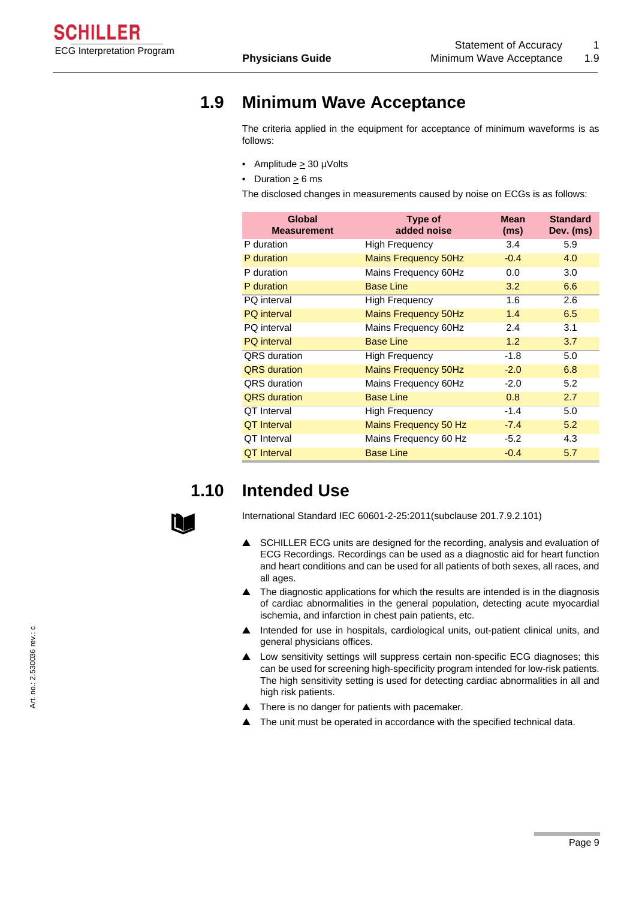## 1.9 Minimum Wave Acceptance

The criteria applied in the equipment for acceptance of minimum waveforms is as follows:

- Amplitude ≥ 30 µVolts
- Duration ≥ 6 ms

The disclosed changes in measurements caused by noise on ECGs is as follows:

| Global Measurement | Type of added noise | Mean (ms) | Standard Dev. (ms) |
|---|---|---|---|
| P duration | High Frequency | 3.4 | 5.9 |
| P duration | Mains Frequency 50Hz | -0.4 | 4.0 |
| P duration | Mains Frequency 60Hz | 0.0 | 3.0 |
| P duration | Base Line | 3.2 | 6.6 |
| PQ interval | High Frequency | 1.6 | 2.6 |
| PQ interval | Mains Frequency 50Hz | 1.4 | 6.5 |
| PQ interval | Mains Frequency 60Hz | 2.4 | 3.1 |
| PQ interval | Base Line | 1.2 | 3.7 |
| QRS duration | High Frequency | -1.8 | 5.0 |
| QRS duration | Mains Frequency 50Hz | -2.0 | 6.8 |
| QRS duration | Mains Frequency 60Hz | -2.0 | 5.2 |
| QRS duration | Base Line | 0.8 | 2.7 |
| QT Interval | High Frequency | -1.4 | 5.0 |
| QT Interval | Mains Frequency 50 Hz | -7.4 | 5.2 |
| QT Interval | Mains Frequency 60 Hz | -5.2 | 4.3 |
| QT Interval | Base Line | -0.4 | 5.7 |

## 1.10 Intended Use

International Standard IEC 60601-2-25:2011(subclause 201.7.9.2.101)

- ▲ SCHILLER ECG units are designed for the recording, analysis and evaluation of ECG Recordings. Recordings can be used as a diagnostic aid for heart function and heart conditions and can be used for all patients of both sexes, all races, and all ages.
- ▲ The diagnostic applications for which the results are intended is in the diagnosis of cardiac abnormalities in the general population, detecting acute myocardial ischemia, and infarction in chest pain patients, etc.
- ▲ Intended for use in hospitals, cardiological units, out-patient clinical units, and general physicians offices.
- ▲ Low sensitivity settings will suppress certain non-specific ECG diagnoses; this can be used for screening high-specificity program intended for low-risk patients. The high sensitivity setting is used for detecting cardiac abnormalities in all and high risk patients.
- ▲ There is no danger for patients with pacemaker.
- ▲ The unit must be operated in accordance with the specified technical data.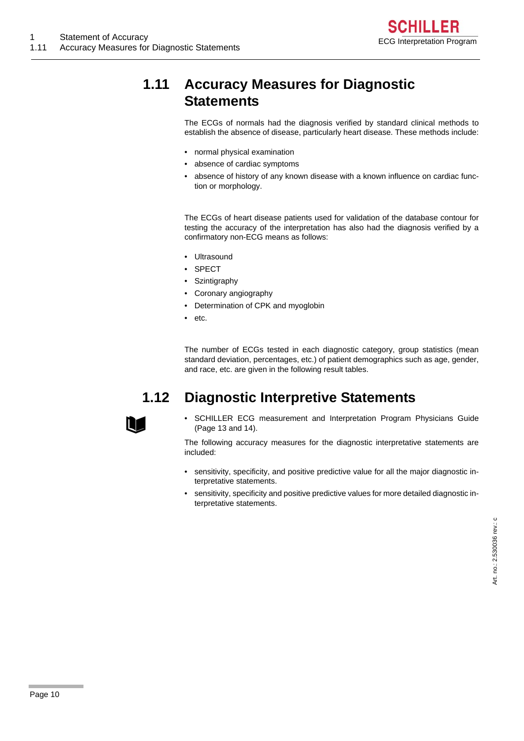## 1.11 Accuracy Measures for Diagnostic Statements

The ECGs of normals had the diagnosis verified by standard clinical methods to establish the absence of disease, particularly heart disease. These methods include:

- normal physical examination
- absence of cardiac symptoms
- absence of history of any known disease with a known influence on cardiac function or morphology.

The ECGs of heart disease patients used for validation of the database contour for testing the accuracy of the interpretation has also had the diagnosis verified by a confirmatory non-ECG means as follows:

- Ultrasound
- SPECT
- Szintigraphy
- Coronary angiography
- Determination of CPK and myoglobin
- etc.

The number of ECGs tested in each diagnostic category, group statistics (mean standard deviation, percentages, etc.) of patient demographics such as age, gender, and race, etc. are given in the following result tables.

## 1.12 Diagnostic Interpretive Statements

- SCHILLER ECG measurement and Interpretation Program Physicians Guide (Page 13 and 14).

The following accuracy measures for the diagnostic interpretative statements are included:

- sensitivity, specificity, and positive predictive value for all the major diagnostic interpretative statements.
- sensitivity, specificity and positive predictive values for more detailed diagnostic interpretative statements.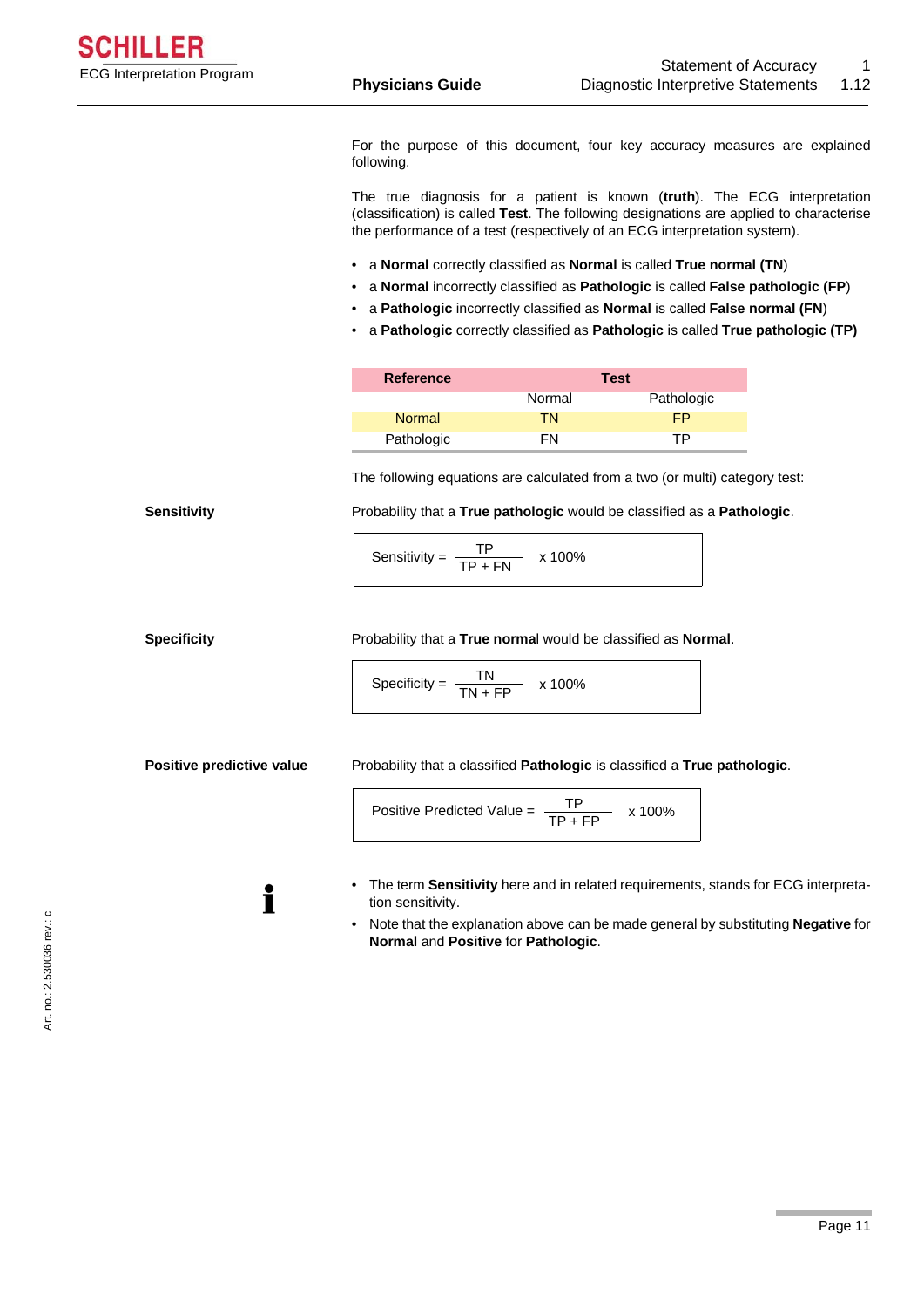For the purpose of this document, four key accuracy measures are explained following.

The true diagnosis for a patient is known (**truth**). The ECG interpretation (classification) is called **Test**. The following designations are applied to characterise the performance of a test (respectively of an ECG interpretation system).

- a **Normal** correctly classified as **Normal** is called **True normal (TN**)
- a **Normal** incorrectly classified as **Pathologic** is called **False pathologic (FP**)
- a **Pathologic** incorrectly classified as **Normal** is called **False normal (FN**)
- a **Pathologic** correctly classified as **Pathologic** is called **True pathologic (TP)**

| **Reference** | **Test** | |
|---|---|---|
| | Normal | Pathologic |
| Normal | TN | FP |
| Pathologic | FN | TP |

The following equations are calculated from a two (or multi) category test:

**Sensitivity**

Probability that a **True pathologic** would be classified as a **Pathologic**.

$$\text{Sensitivity} = \frac{TP}{TP + FN} \times 100\%$$

**Specificity**

Probability that a **True normal** would be classified as **Normal**.

$$\text{Specificity} = \frac{TN}{TN + FP} \times 100\%$$

**Positive predictive value**

Probability that a classified **Pathologic** is classified a **True pathologic**.

$$\text{Positive Predicted Value} = \frac{TP}{TP + FP} \times 100\%$$

- The term **Sensitivity** here and in related requirements, stands for ECG interpretation sensitivity.
- Note that the explanation above can be made general by substituting **Negative** for **Normal** and **Positive** for **Pathologic**.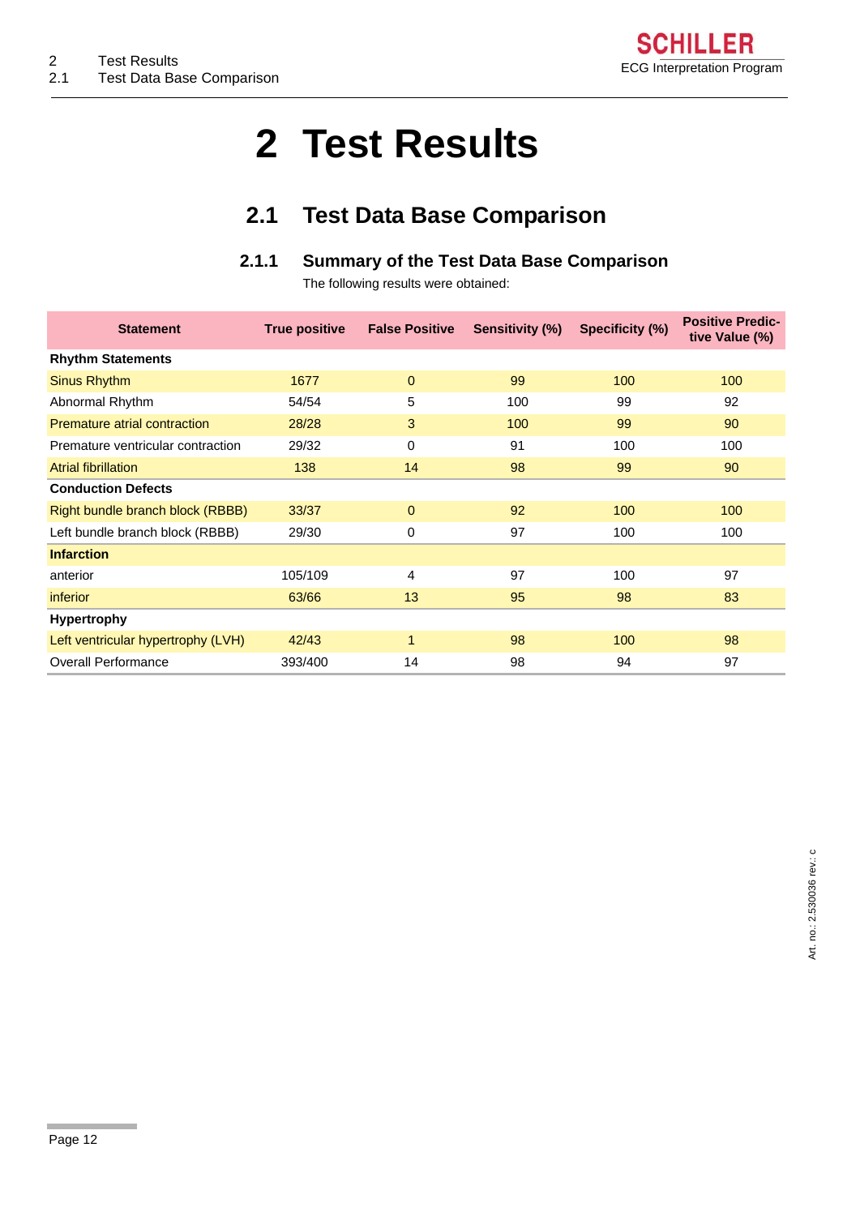# 2 Test Results

## 2.1 Test Data Base Comparison

### 2.1.1 Summary of the Test Data Base Comparison

The following results were obtained:

| Statement | True positive | False Positive | Sensitivity (%) | Specificity (%) | Positive Predictive Value (%) |
|---|---|---|---|---|---|
| **Rhythm Statements** | | | | | |
| Sinus Rhythm | 1677 | 0 | 99 | 100 | 100 |
| Abnormal Rhythm | 54/54 | 5 | 100 | 99 | 92 |
| Premature atrial contraction | 28/28 | 3 | 100 | 99 | 90 |
| Premature ventricular contraction | 29/32 | 0 | 91 | 100 | 100 |
| Atrial fibrillation | 138 | 14 | 98 | 99 | 90 |
| **Conduction Defects** | | | | | |
| Right bundle branch block (RBBB) | 33/37 | 0 | 92 | 100 | 100 |
| Left bundle branch block (RBBB) | 29/30 | 0 | 97 | 100 | 100 |
| **Infarction** | | | | | |
| anterior | 105/109 | 4 | 97 | 100 | 97 |
| inferior | 63/66 | 13 | 95 | 98 | 83 |
| **Hypertrophy** | | | | | |
| Left ventricular hypertrophy (LVH) | 42/43 | 1 | 98 | 100 | 98 |
| Overall Performance | 393/400 | 14 | 98 | 94 | 97 |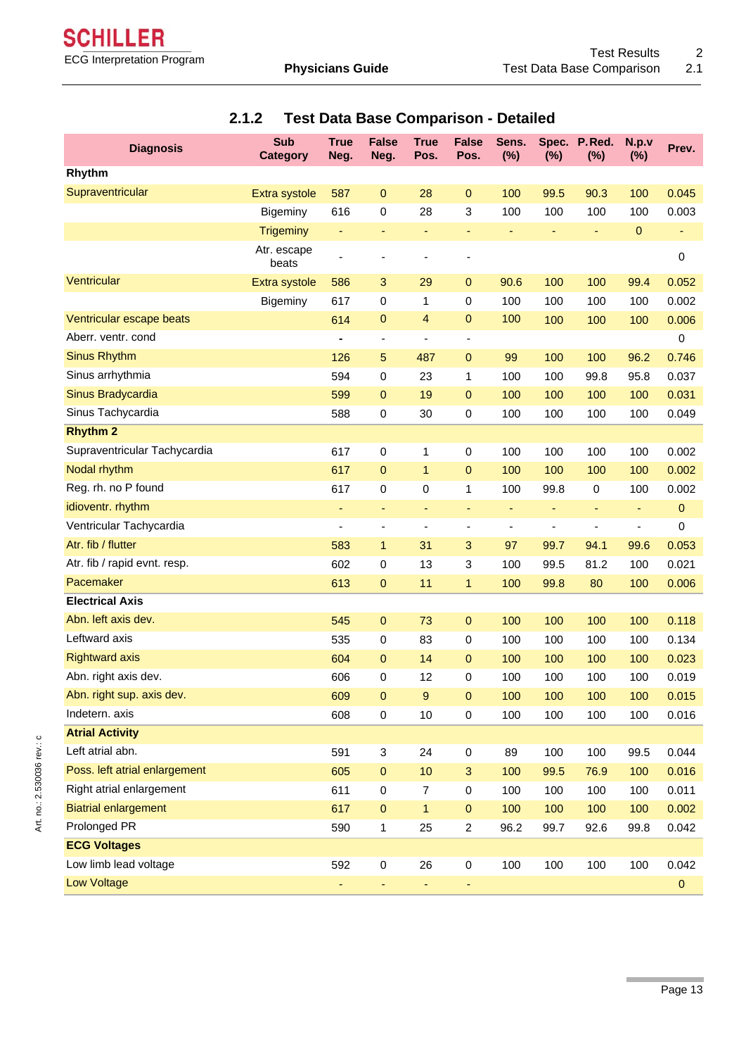### 2.1.2 Test Data Base Comparison - Detailed

| Diagnosis | Sub Category | True Neg. | False Neg. | True Pos. | False Pos. | Sens. (%) | Spec. (%) | P.Red. (%) | N.p.v (%) | Prev. |
|---|---|---|---|---|---|---|---|---|---|---|
| **Rhythm** | | | | | | | | | | |
| Supraventricular | Extra systole | 587 | 0 | 28 | 0 | 100 | 99.5 | 90.3 | 100 | 0.045 |
| | Bigeminy | 616 | 0 | 28 | 3 | 100 | 100 | 100 | 100 | 0.003 |
| | Trigeminy | - | - | - | - | - | - | - | 0 | - |
| | Atr. escape beats | - | - | - | - | | | | | 0 |
| Ventricular | Extra systole | 586 | 3 | 29 | 0 | 90.6 | 100 | 100 | 99.4 | 0.052 |
| | Bigeminy | 617 | 0 | 1 | 0 | 100 | 100 | 100 | 100 | 0.002 |
| Ventricular escape beats | | 614 | 0 | 4 | 0 | 100 | 100 | 100 | 100 | 0.006 |
| Aberr. ventr. cond | | - | - | - | - | | | | | 0 |
| Sinus Rhythm | | 126 | 5 | 487 | 0 | 99 | 100 | 100 | 96.2 | 0.746 |
| Sinus arrhythmia | | 594 | 0 | 23 | 1 | 100 | 100 | 99.8 | 95.8 | 0.037 |
| Sinus Bradycardia | | 599 | 0 | 19 | 0 | 100 | 100 | 100 | 100 | 0.031 |
| Sinus Tachycardia | | 588 | 0 | 30 | 0 | 100 | 100 | 100 | 100 | 0.049 |
| **Rhythm 2** | | | | | | | | | | |
| Supraventricular Tachycardia | | 617 | 0 | 1 | 0 | 100 | 100 | 100 | 100 | 0.002 |
| Nodal rhythm | | 617 | 0 | 1 | 0 | 100 | 100 | 100 | 100 | 0.002 |
| Reg. rh. no P found | | 617 | 0 | 0 | 1 | 100 | 99.8 | 0 | 100 | 0.002 |
| idioventr. rhythm | | - | - | - | - | - | - | - | - | 0 |
| Ventricular Tachycardia | | - | - | - | - | - | - | - | - | 0 |
| Atr. fib / flutter | | 583 | 1 | 31 | 3 | 97 | 99.7 | 94.1 | 99.6 | 0.053 |
| Atr. fib / rapid evnt. resp. | | 602 | 0 | 13 | 3 | 100 | 99.5 | 81.2 | 100 | 0.021 |
| Pacemaker | | 613 | 0 | 11 | 1 | 100 | 99.8 | 80 | 100 | 0.006 |
| **Electrical Axis** | | | | | | | | | | |
| Abn. left axis dev. | | 545 | 0 | 73 | 0 | 100 | 100 | 100 | 100 | 0.118 |
| Leftward axis | | 535 | 0 | 83 | 0 | 100 | 100 | 100 | 100 | 0.134 |
| Rightward axis | | 604 | 0 | 14 | 0 | 100 | 100 | 100 | 100 | 0.023 |
| Abn. right axis dev. | | 606 | 0 | 12 | 0 | 100 | 100 | 100 | 100 | 0.019 |
| Abn. right sup. axis dev. | | 609 | 0 | 9 | 0 | 100 | 100 | 100 | 100 | 0.015 |
| Indetern. axis | | 608 | 0 | 10 | 0 | 100 | 100 | 100 | 100 | 0.016 |
| **Atrial Activity** | | | | | | | | | | |
| Left atrial abn. | | 591 | 3 | 24 | 0 | 89 | 100 | 100 | 99.5 | 0.044 |
| Poss. left atrial enlargement | | 605 | 0 | 10 | 3 | 100 | 99.5 | 76.9 | 100 | 0.016 |
| Right atrial enlargement | | 611 | 0 | 7 | 0 | 100 | 100 | 100 | 100 | 0.011 |
| Biatrial enlargement | | 617 | 0 | 1 | 0 | 100 | 100 | 100 | 100 | 0.002 |
| Prolonged PR | | 590 | 1 | 25 | 2 | 96.2 | 99.7 | 92.6 | 99.8 | 0.042 |
| **ECG Voltages** | | | | | | | | | | |
| Low limb lead voltage | | 592 | 0 | 26 | 0 | 100 | 100 | 100 | 100 | 0.042 |
| Low Voltage | | - | - | - | - | | | | | 0 |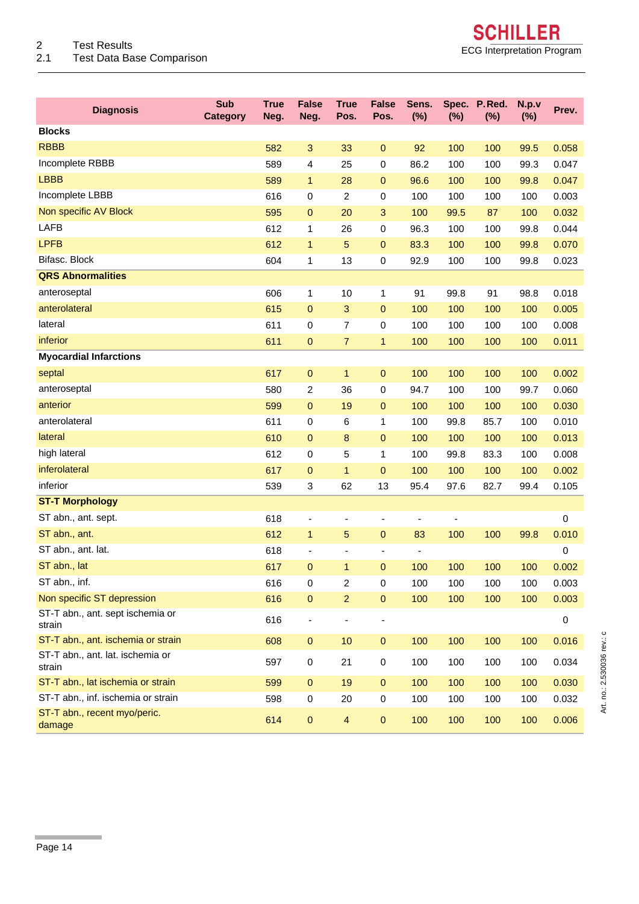# 2 Test Results

## 2.1 Test Data Base Comparison

| Diagnosis | Sub Category | True Neg. | False Neg. | True Pos. | False Pos. | Sens. (%) | Spec. (%) | P.Red. (%) | N.p.v (%) | Prev. |
|---|---|---|---|---|---|---|---|---|---|---|
| **Blocks** | | | | | | | | | | |
| RBBB | | 582 | 3 | 33 | 0 | 92 | 100 | 100 | 99.5 | 0.058 |
| Incomplete RBBB | | 589 | 4 | 25 | 0 | 86.2 | 100 | 100 | 99.3 | 0.047 |
| LBBB | | 589 | 1 | 28 | 0 | 96.6 | 100 | 100 | 99.8 | 0.047 |
| Incomplete LBBB | | 616 | 0 | 2 | 0 | 100 | 100 | 100 | 100 | 0.003 |
| Non specific AV Block | | 595 | 0 | 20 | 3 | 100 | 99.5 | 87 | 100 | 0.032 |
| LAFB | | 612 | 1 | 26 | 0 | 96.3 | 100 | 100 | 99.8 | 0.044 |
| LPFB | | 612 | 1 | 5 | 0 | 83.3 | 100 | 100 | 99.8 | 0.070 |
| Bifasc. Block | | 604 | 1 | 13 | 0 | 92.9 | 100 | 100 | 99.8 | 0.023 |
| **QRS Abnormalities** | | | | | | | | | | |
| anteroseptal | | 606 | 1 | 10 | 1 | 91 | 99.8 | 91 | 98.8 | 0.018 |
| anterolateral | | 615 | 0 | 3 | 0 | 100 | 100 | 100 | 100 | 0.005 |
| lateral | | 611 | 0 | 7 | 0 | 100 | 100 | 100 | 100 | 0.008 |
| inferior | | 611 | 0 | 7 | 1 | 100 | 100 | 100 | 100 | 0.011 |
| **Myocardial Infarctions** | | | | | | | | | | |
| septal | | 617 | 0 | 1 | 0 | 100 | 100 | 100 | 100 | 0.002 |
| anteroseptal | | 580 | 2 | 36 | 0 | 94.7 | 100 | 100 | 99.7 | 0.060 |
| anterior | | 599 | 0 | 19 | 0 | 100 | 100 | 100 | 100 | 0.030 |
| anterolateral | | 611 | 0 | 6 | 1 | 100 | 99.8 | 85.7 | 100 | 0.010 |
| lateral | | 610 | 0 | 8 | 0 | 100 | 100 | 100 | 100 | 0.013 |
| high lateral | | 612 | 0 | 5 | 1 | 100 | 99.8 | 83.3 | 100 | 0.008 |
| inferolateral | | 617 | 0 | 1 | 0 | 100 | 100 | 100 | 100 | 0.002 |
| inferior | | 539 | 3 | 62 | 13 | 95.4 | 97.6 | 82.7 | 99.4 | 0.105 |
| **ST-T Morphology** | | | | | | | | | | |
| ST abn., ant. sept. | | 618 | - | - | - | - | - | | | 0 |
| ST abn., ant. | | 612 | 1 | 5 | 0 | 83 | 100 | 100 | 99.8 | 0.010 |
| ST abn., ant. lat. | | 618 | - | - | - | - | | | | 0 |
| ST abn., lat | | 617 | 0 | 1 | 0 | 100 | 100 | 100 | 100 | 0.002 |
| ST abn., inf. | | 616 | 0 | 2 | 0 | 100 | 100 | 100 | 100 | 0.003 |
| Non specific ST depression | | 616 | 0 | 2 | 0 | 100 | 100 | 100 | 100 | 0.003 |
| ST-T abn., ant. sept ischemia or strain | | 616 | - | - | - | | | | | 0 |
| ST-T abn., ant. ischemia or strain | | 608 | 0 | 10 | 0 | 100 | 100 | 100 | 100 | 0.016 |
| ST-T abn., ant. lat. ischemia or strain | | 597 | 0 | 21 | 0 | 100 | 100 | 100 | 100 | 0.034 |
| ST-T abn., lat ischemia or strain | | 599 | 0 | 19 | 0 | 100 | 100 | 100 | 100 | 0.030 |
| ST-T abn., inf. ischemia or strain | | 598 | 0 | 20 | 0 | 100 | 100 | 100 | 100 | 0.032 |
| ST-T abn., recent myo/peric. damage | | 614 | 0 | 4 | 0 | 100 | 100 | 100 | 100 | 0.006 |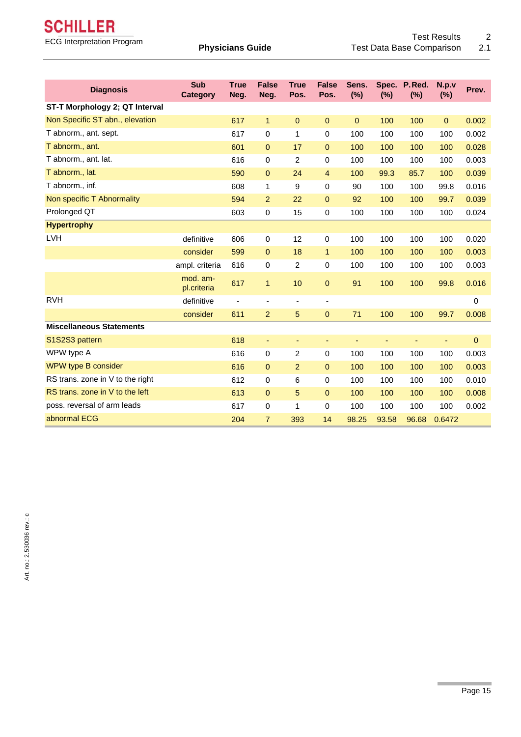| Diagnosis | Sub Category | True Neg. | False Neg. | True Pos. | False Pos. | Sens. (%) | Spec. (%) | P.Red. (%) | N.p.v (%) | Prev. |
|---|---|---|---|---|---|---|---|---|---|---|
| **ST-T Morphology 2; QT Interval** | | | | | | | | | | |
| Non Specific ST abn., elevation | | 617 | 1 | 0 | 0 | 0 | 100 | 100 | 0 | 0.002 |
| T abnorm., ant. sept. | | 617 | 0 | 1 | 0 | 100 | 100 | 100 | 100 | 0.002 |
| T abnorm., ant. | | 601 | 0 | 17 | 0 | 100 | 100 | 100 | 100 | 0.028 |
| T abnorm., ant. lat. | | 616 | 0 | 2 | 0 | 100 | 100 | 100 | 100 | 0.003 |
| T abnorm., lat. | | 590 | 0 | 24 | 4 | 100 | 99.3 | 85.7 | 100 | 0.039 |
| T abnorm., inf. | | 608 | 1 | 9 | 0 | 90 | 100 | 100 | 99.8 | 0.016 |
| Non specific T Abnormality | | 594 | 2 | 22 | 0 | 92 | 100 | 100 | 99.7 | 0.039 |
| Prolonged QT | | 603 | 0 | 15 | 0 | 100 | 100 | 100 | 100 | 0.024 |
| **Hypertrophy** | | | | | | | | | | |
| LVH | definitive | 606 | 0 | 12 | 0 | 100 | 100 | 100 | 100 | 0.020 |
| | consider | 599 | 0 | 18 | 1 | 100 | 100 | 100 | 100 | 0.003 |
| | ampl. criteria | 616 | 0 | 2 | 0 | 100 | 100 | 100 | 100 | 0.003 |
| | mod. ampl.criteria | 617 | 1 | 10 | 0 | 91 | 100 | 100 | 99.8 | 0.016 |
| RVH | definitive | - | - | - | - | | | | | 0 |
| | consider | 611 | 2 | 5 | 0 | 71 | 100 | 100 | 99.7 | 0.008 |
| **Miscellaneous Statements** | | | | | | | | | | |
| S1S2S3 pattern | | 618 | - | - | - | - | - | - | - | 0 |
| WPW type A | | 616 | 0 | 2 | 0 | 100 | 100 | 100 | 100 | 0.003 |
| WPW type B consider | | 616 | 0 | 2 | 0 | 100 | 100 | 100 | 100 | 0.003 |
| RS trans. zone in V to the right | | 612 | 0 | 6 | 0 | 100 | 100 | 100 | 100 | 0.010 |
| RS trans. zone in V to the left | | 613 | 0 | 5 | 0 | 100 | 100 | 100 | 100 | 0.008 |
| poss. reversal of arm leads | | 617 | 0 | 1 | 0 | 100 | 100 | 100 | 100 | 0.002 |
| abnormal ECG | | 204 | 7 | 393 | 14 | 98.25 | 93.58 | 96.68 | 0.6472 | |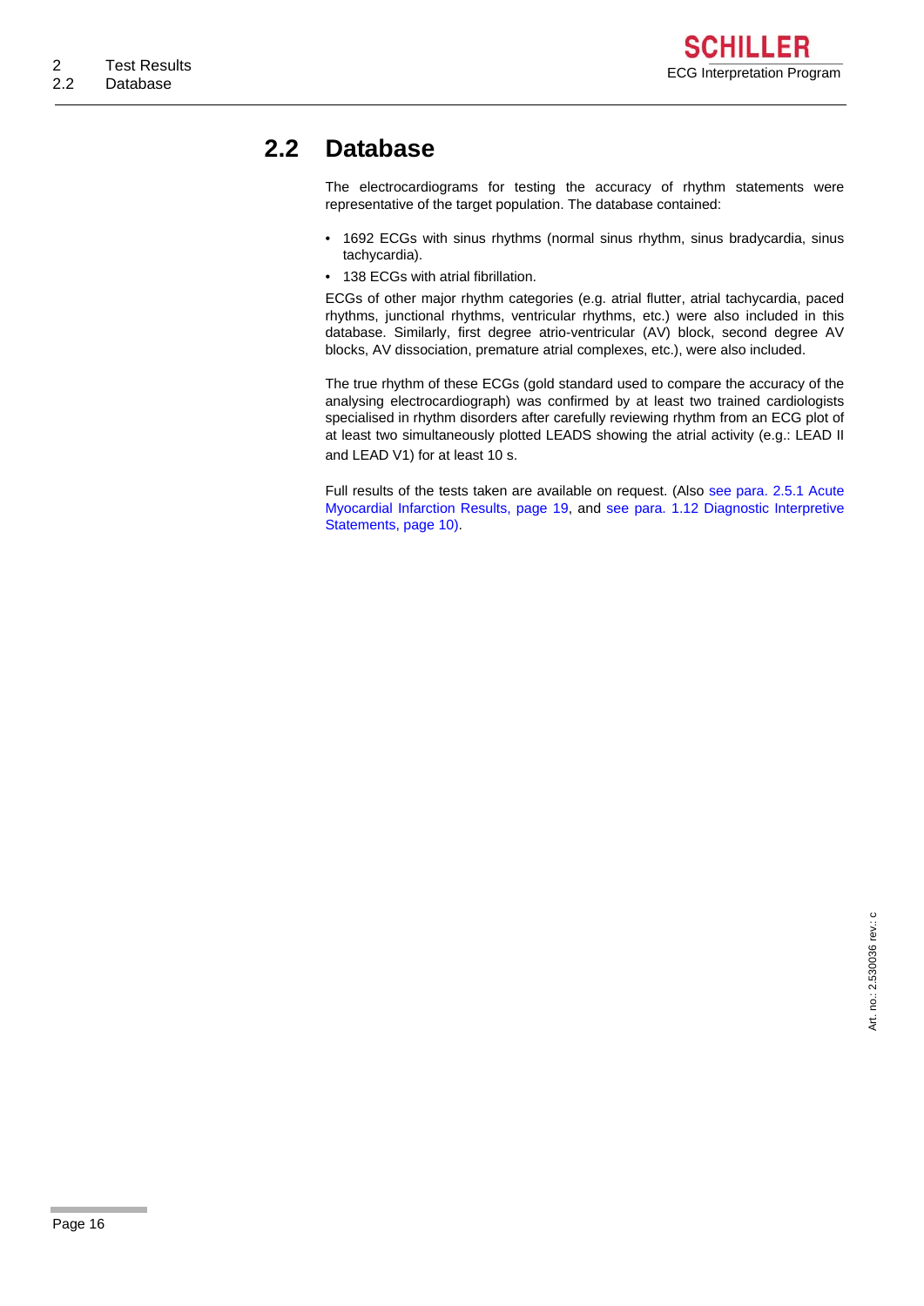## 2.2 Database

The electrocardiograms for testing the accuracy of rhythm statements were representative of the target population. The database contained:

- 1692 ECGs with sinus rhythms (normal sinus rhythm, sinus bradycardia, sinus tachycardia).
- 138 ECGs with atrial fibrillation.

ECGs of other major rhythm categories (e.g. atrial flutter, atrial tachycardia, paced rhythms, junctional rhythms, ventricular rhythms, etc.) were also included in this database. Similarly, first degree atrio-ventricular (AV) block, second degree AV blocks, AV dissociation, premature atrial complexes, etc.), were also included.

The true rhythm of these ECGs (gold standard used to compare the accuracy of the analysing electrocardiograph) was confirmed by at least two trained cardiologists specialised in rhythm disorders after carefully reviewing rhythm from an ECG plot of at least two simultaneously plotted LEADS showing the atrial activity (e.g.: LEAD II and LEAD V1) for at least 10 s.

Full results of the tests taken are available on request. (Also see para. 2.5.1 Acute Myocardial Infarction Results, page 19, and see para. 1.12 Diagnostic Interpretive Statements, page 10).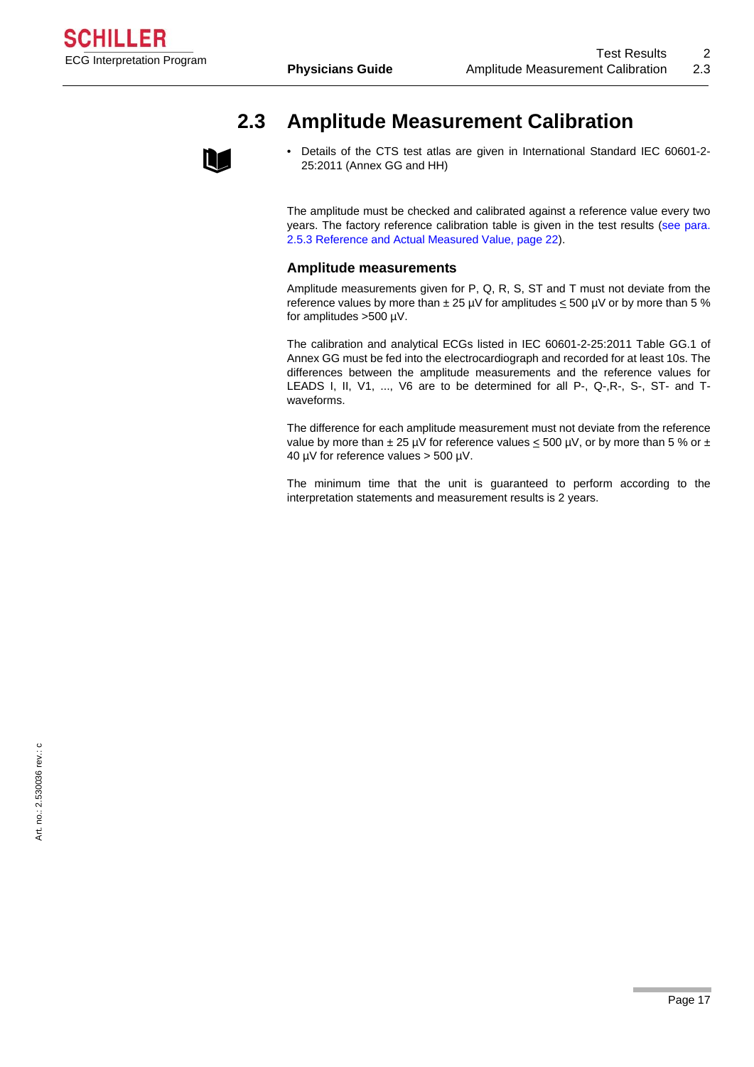## 2.3 Amplitude Measurement Calibration

- Details of the CTS test atlas are given in International Standard IEC 60601-2-25:2011 (Annex GG and HH)

The amplitude must be checked and calibrated against a reference value every two years. The factory reference calibration table is given in the test results (see para. 2.5.3 Reference and Actual Measured Value, page 22).

### Amplitude measurements

Amplitude measurements given for P, Q, R, S, ST and T must not deviate from the reference values by more than ± 25 µV for amplitudes ≤ 500 µV or by more than 5 % for amplitudes >500 µV.

The calibration and analytical ECGs listed in IEC 60601-2-25:2011 Table GG.1 of Annex GG must be fed into the electrocardiograph and recorded for at least 10s. The differences between the amplitude measurements and the reference values for LEADS I, II, V1, ..., V6 are to be determined for all P-, Q-,R-, S-, ST- and T-waveforms.

The difference for each amplitude measurement must not deviate from the reference value by more than ± 25 µV for reference values ≤ 500 µV, or by more than 5 % or ± 40 µV for reference values > 500 µV.

The minimum time that the unit is guaranteed to perform according to the interpretation statements and measurement results is 2 years.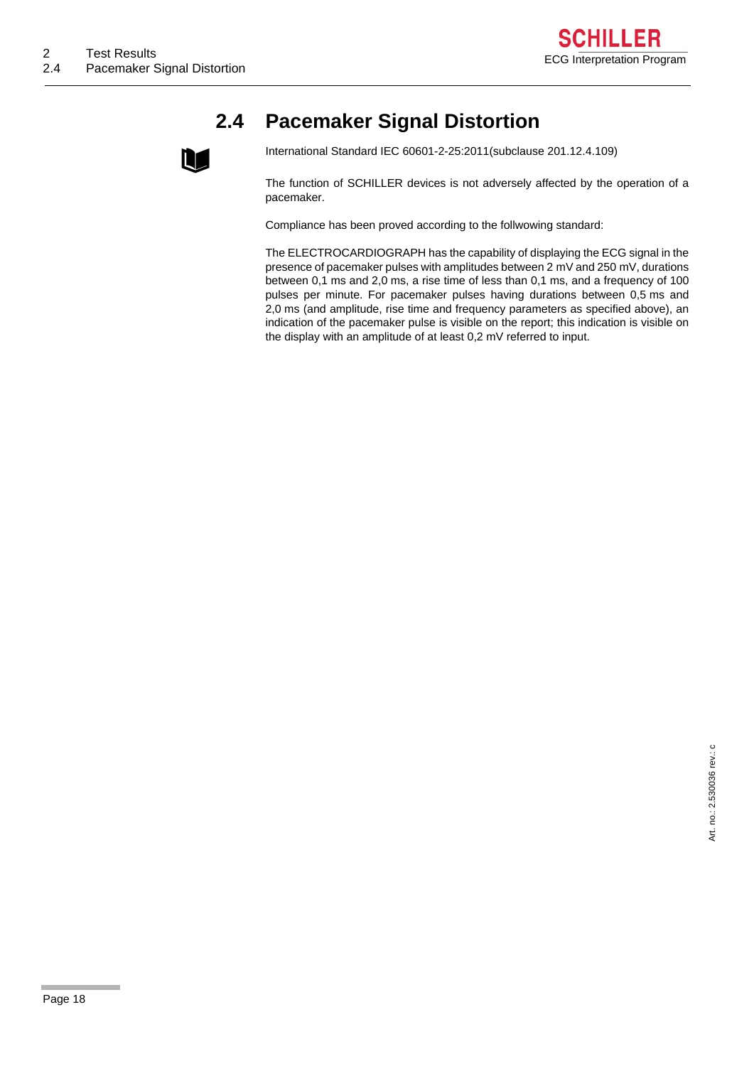## 2.4 Pacemaker Signal Distortion

International Standard IEC 60601-2-25:2011(subclause 201.12.4.109)

The function of SCHILLER devices is not adversely affected by the operation of a pacemaker.

Compliance has been proved according to the follwowing standard:

The ELECTROCARDIOGRAPH has the capability of displaying the ECG signal in the presence of pacemaker pulses with amplitudes between 2 mV and 250 mV, durations between 0,1 ms and 2,0 ms, a rise time of less than 0,1 ms, and a frequency of 100 pulses per minute. For pacemaker pulses having durations between 0,5 ms and 2,0 ms (and amplitude, rise time and frequency parameters as specified above), an indication of the pacemaker pulse is visible on the report; this indication is visible on the display with an amplitude of at least 0,2 mV referred to input.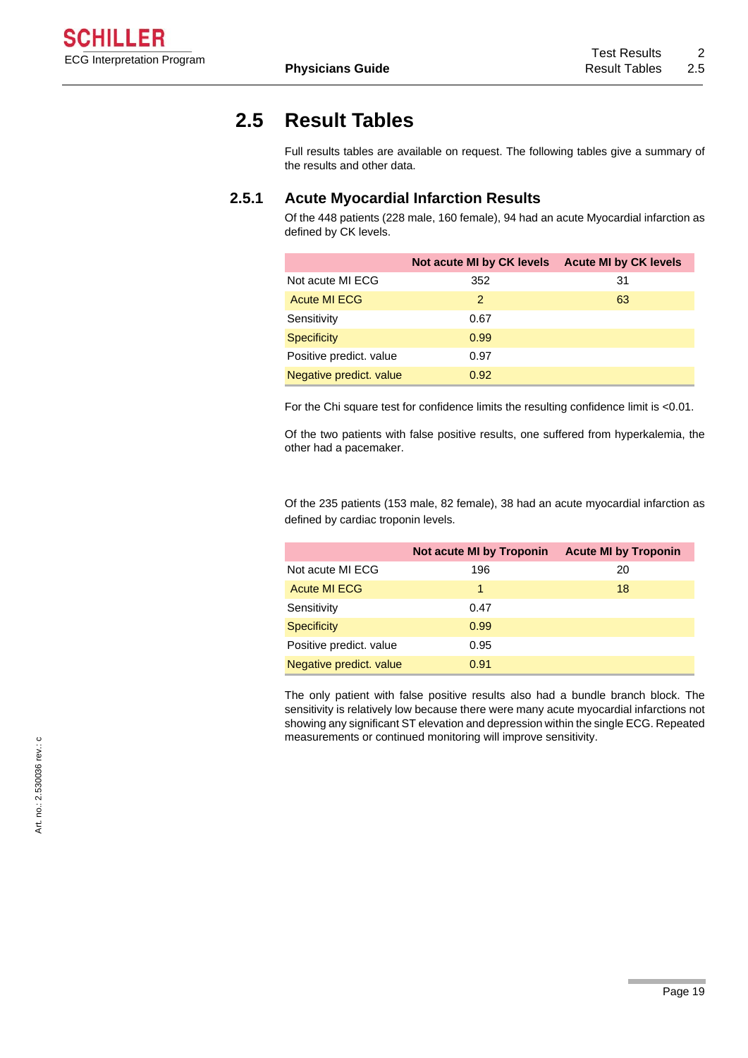## 2.5 Result Tables

Full results tables are available on request. The following tables give a summary of the results and other data.

### 2.5.1 Acute Myocardial Infarction Results

Of the 448 patients (228 male, 160 female), 94 had an acute Myocardial infarction as defined by CK levels.

| | Not acute MI by CK levels | Acute MI by CK levels |
|---|---|---|
| Not acute MI ECG | 352 | 31 |
| Acute MI ECG | 2 | 63 |
| Sensitivity | 0.67 | |
| Specificity | 0.99 | |
| Positive predict. value | 0.97 | |
| Negative predict. value | 0.92 | |

For the Chi square test for confidence limits the resulting confidence limit is <0.01.

Of the two patients with false positive results, one suffered from hyperkalemia, the other had a pacemaker.

Of the 235 patients (153 male, 82 female), 38 had an acute myocardial infarction as defined by cardiac troponin levels.

| | Not acute MI by Troponin | Acute MI by Troponin |
|---|---|---|
| Not acute MI ECG | 196 | 20 |
| Acute MI ECG | 1 | 18 |
| Sensitivity | 0.47 | |
| Specificity | 0.99 | |
| Positive predict. value | 0.95 | |
| Negative predict. value | 0.91 | |

The only patient with false positive results also had a bundle branch block. The sensitivity is relatively low because there were many acute myocardial infarctions not showing any significant ST elevation and depression within the single ECG. Repeated measurements or continued monitoring will improve sensitivity.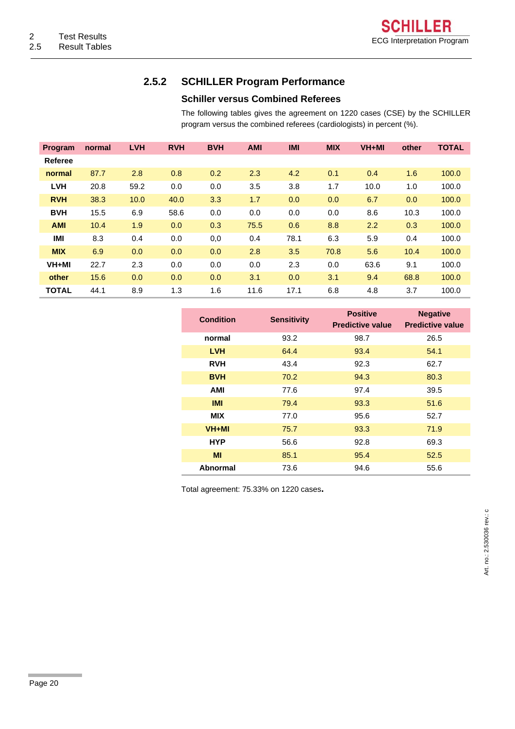## 2.5.2 SCHILLER Program Performance

### Schiller versus Combined Referees

The following tables gives the agreement on 1220 cases (CSE) by the SCHILLER program versus the combined referees (cardiologists) in percent (%).

| Program / Referee | normal | LVH | RVH | BVH | AMI | IMI | MIX | VH+MI | other | TOTAL |
|---|---|---|---|---|---|---|---|---|---|---|
| **normal** | 87.7 | 2.8 | 0.8 | 0.2 | 2.3 | 4.2 | 0.1 | 0.4 | 1.6 | 100.0 |
| **LVH** | 20.8 | 59.2 | 0.0 | 0.0 | 3.5 | 3.8 | 1.7 | 10.0 | 1.0 | 100.0 |
| **RVH** | 38.3 | 10.0 | 40.0 | 3.3 | 1.7 | 0.0 | 0.0 | 6.7 | 0.0 | 100.0 |
| **BVH** | 15.5 | 6.9 | 58.6 | 0.0 | 0.0 | 0.0 | 0.0 | 8.6 | 10.3 | 100.0 |
| **AMI** | 10.4 | 1.9 | 0.0 | 0.3 | 75.5 | 0.6 | 8.8 | 2.2 | 0.3 | 100.0 |
| **IMI** | 8.3 | 0.4 | 0.0 | 0,0 | 0.4 | 78.1 | 6.3 | 5.9 | 0.4 | 100.0 |
| **MIX** | 6.9 | 0.0 | 0.0 | 0.0 | 2.8 | 3.5 | 70.8 | 5.6 | 10.4 | 100.0 |
| **VH+MI** | 22.7 | 2.3 | 0.0 | 0.0 | 0.0 | 2.3 | 0.0 | 63.6 | 9.1 | 100.0 |
| **other** | 15.6 | 0.0 | 0.0 | 0.0 | 3.1 | 0.0 | 3.1 | 9.4 | 68.8 | 100.0 |
| **TOTAL** | 44.1 | 8.9 | 1.3 | 1.6 | 11.6 | 17.1 | 6.8 | 4.8 | 3.7 | 100.0 |

| Condition | Sensitivity | Positive Predictive value | Negative Predictive value |
|---|---|---|---|
| **normal** | 93.2 | 98.7 | 26.5 |
| **LVH** | 64.4 | 93.4 | 54.1 |
| **RVH** | 43.4 | 92.3 | 62.7 |
| **BVH** | 70.2 | 94.3 | 80.3 |
| **AMI** | 77.6 | 97.4 | 39.5 |
| **IMI** | 79.4 | 93.3 | 51.6 |
| **MIX** | 77.0 | 95.6 | 52.7 |
| **VH+MI** | 75.7 | 93.3 | 71.9 |
| **HYP** | 56.6 | 92.8 | 69.3 |
| **MI** | 85.1 | 95.4 | 52.5 |
| **Abnormal** | 73.6 | 94.6 | 55.6 |

Total agreement: 75.33% on 1220 cases.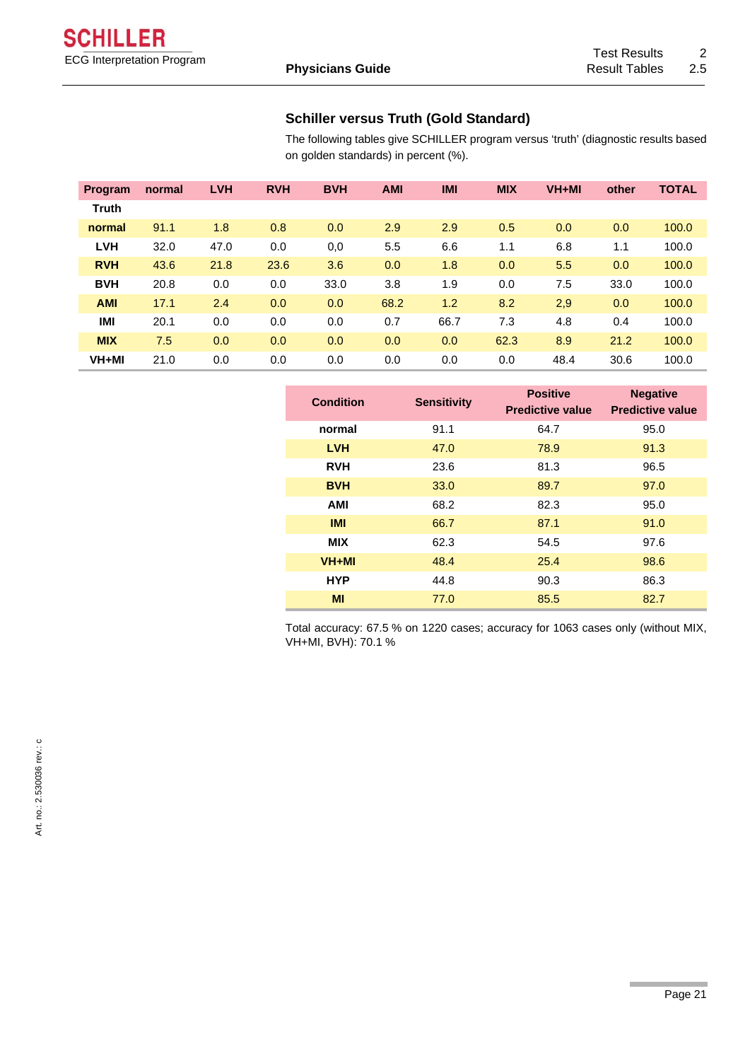### Schiller versus Truth (Gold Standard)

The following tables give SCHILLER program versus 'truth' (diagnostic results based on golden standards) in percent (%).

| Program<br>Truth | normal | LVH | RVH | BVH | AMI | IMI | MIX | VH+MI | other | TOTAL |
|---|---|---|---|---|---|---|---|---|---|---|
| **normal** | 91.1 | 1.8 | 0.8 | 0.0 | 2.9 | 2.9 | 0.5 | 0.0 | 0.0 | 100.0 |
| **LVH** | 32.0 | 47.0 | 0.0 | 0,0 | 5.5 | 6.6 | 1.1 | 6.8 | 1.1 | 100.0 |
| **RVH** | 43.6 | 21.8 | 23.6 | 3.6 | 0.0 | 1.8 | 0.0 | 5.5 | 0.0 | 100.0 |
| **BVH** | 20.8 | 0.0 | 0.0 | 33.0 | 3.8 | 1.9 | 0.0 | 7.5 | 33.0 | 100.0 |
| **AMI** | 17.1 | 2.4 | 0.0 | 0.0 | 68.2 | 1.2 | 8.2 | 2,9 | 0.0 | 100.0 |
| **IMI** | 20.1 | 0.0 | 0.0 | 0.0 | 0.7 | 66.7 | 7.3 | 4.8 | 0.4 | 100.0 |
| **MIX** | 7.5 | 0.0 | 0.0 | 0.0 | 0.0 | 0.0 | 62.3 | 8.9 | 21.2 | 100.0 |
| **VH+MI** | 21.0 | 0.0 | 0.0 | 0.0 | 0.0 | 0.0 | 0.0 | 48.4 | 30.6 | 100.0 |

| Condition | Sensitivity | Positive Predictive value | Negative Predictive value |
|---|---|---|---|
| **normal** | 91.1 | 64.7 | 95.0 |
| **LVH** | 47.0 | 78.9 | 91.3 |
| **RVH** | 23.6 | 81.3 | 96.5 |
| **BVH** | 33.0 | 89.7 | 97.0 |
| **AMI** | 68.2 | 82.3 | 95.0 |
| **IMI** | 66.7 | 87.1 | 91.0 |
| **MIX** | 62.3 | 54.5 | 97.6 |
| **VH+MI** | 48.4 | 25.4 | 98.6 |
| **HYP** | 44.8 | 90.3 | 86.3 |
| **MI** | 77.0 | 85.5 | 82.7 |

Total accuracy: 67.5 % on 1220 cases; accuracy for 1063 cases only (without MIX, VH+MI, BVH): 70.1 %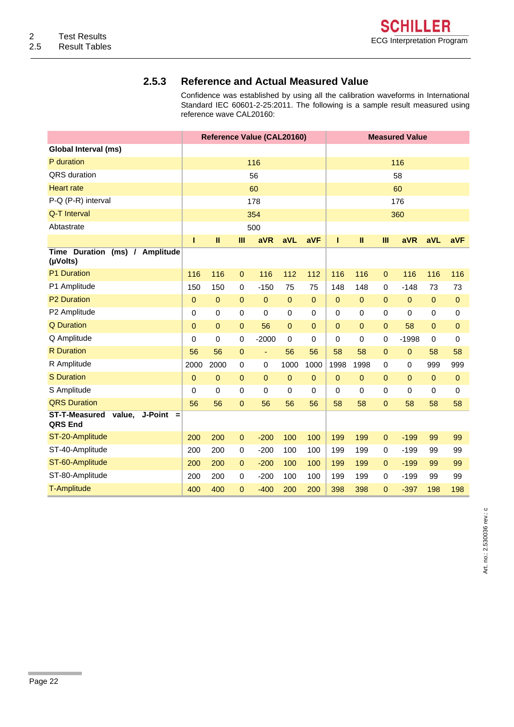### 2.5.3 Reference and Actual Measured Value

Confidence was established by using all the calibration waveforms in International Standard IEC 60601-2-25:2011. The following is a sample result measured using reference wave CAL20160:

| | Reference Value (CAL20160) | | | | | | Measured Value | | | | | |
|---|---|---|---|---|---|---|---|---|---|---|---|---|
| **Global Interval (ms)** | | | | | | | | | | | | |
| P duration | 116 | | | | | | 116 | | | | | |
| QRS duration | 56 | | | | | | 58 | | | | | |
| Heart rate | 60 | | | | | | 60 | | | | | |
| P-Q (P-R) interval | 178 | | | | | | 176 | | | | | |
| Q-T Interval | 354 | | | | | | 360 | | | | | |
| Abtastrate | 500 | | | | | | | | | | | |
| | **I** | **II** | **III** | **aVR** | **aVL** | **aVF** | **I** | **II** | **III** | **aVR** | **aVL** | **aVF** |
| **Time Duration (ms) / Amplitude (µVolts)** | | | | | | | | | | | | |
| P1 Duration | 116 | 116 | 0 | 116 | 112 | 112 | 116 | 116 | 0 | 116 | 116 | 116 |
| P1 Amplitude | 150 | 150 | 0 | -150 | 75 | 75 | 148 | 148 | 0 | -148 | 73 | 73 |
| P2 Duration | 0 | 0 | 0 | 0 | 0 | 0 | 0 | 0 | 0 | 0 | 0 | 0 |
| P2 Amplitude | 0 | 0 | 0 | 0 | 0 | 0 | 0 | 0 | 0 | 0 | 0 | 0 |
| Q Duration | 0 | 0 | 0 | 56 | 0 | 0 | 0 | 0 | 0 | 58 | 0 | 0 |
| Q Amplitude | 0 | 0 | 0 | -2000 | 0 | 0 | 0 | 0 | 0 | -1998 | 0 | 0 |
| R Duration | 56 | 56 | 0 | - | 56 | 56 | 58 | 58 | 0 | 0 | 58 | 58 |
| R Amplitude | 2000 | 2000 | 0 | 0 | 1000 | 1000 | 1998 | 1998 | 0 | 0 | 999 | 999 |
| S Duration | 0 | 0 | 0 | 0 | 0 | 0 | 0 | 0 | 0 | 0 | 0 | 0 |
| S Amplitude | 0 | 0 | 0 | 0 | 0 | 0 | 0 | 0 | 0 | 0 | 0 | 0 |
| QRS Duration | 56 | 56 | 0 | 56 | 56 | 56 | 58 | 58 | 0 | 58 | 58 | 58 |
| **ST-T-Measured value, J-Point = QRS End** | | | | | | | | | | | | |
| ST-20-Amplitude | 200 | 200 | 0 | -200 | 100 | 100 | 199 | 199 | 0 | -199 | 99 | 99 |
| ST-40-Amplitude | 200 | 200 | 0 | -200 | 100 | 100 | 199 | 199 | 0 | -199 | 99 | 99 |
| ST-60-Amplitude | 200 | 200 | 0 | -200 | 100 | 100 | 199 | 199 | 0 | -199 | 99 | 99 |
| ST-80-Amplitude | 200 | 200 | 0 | -200 | 100 | 100 | 199 | 199 | 0 | -199 | 99 | 99 |
| T-Amplitude | 400 | 400 | 0 | -400 | 200 | 200 | 398 | 398 | 0 | -397 | 198 | 198 |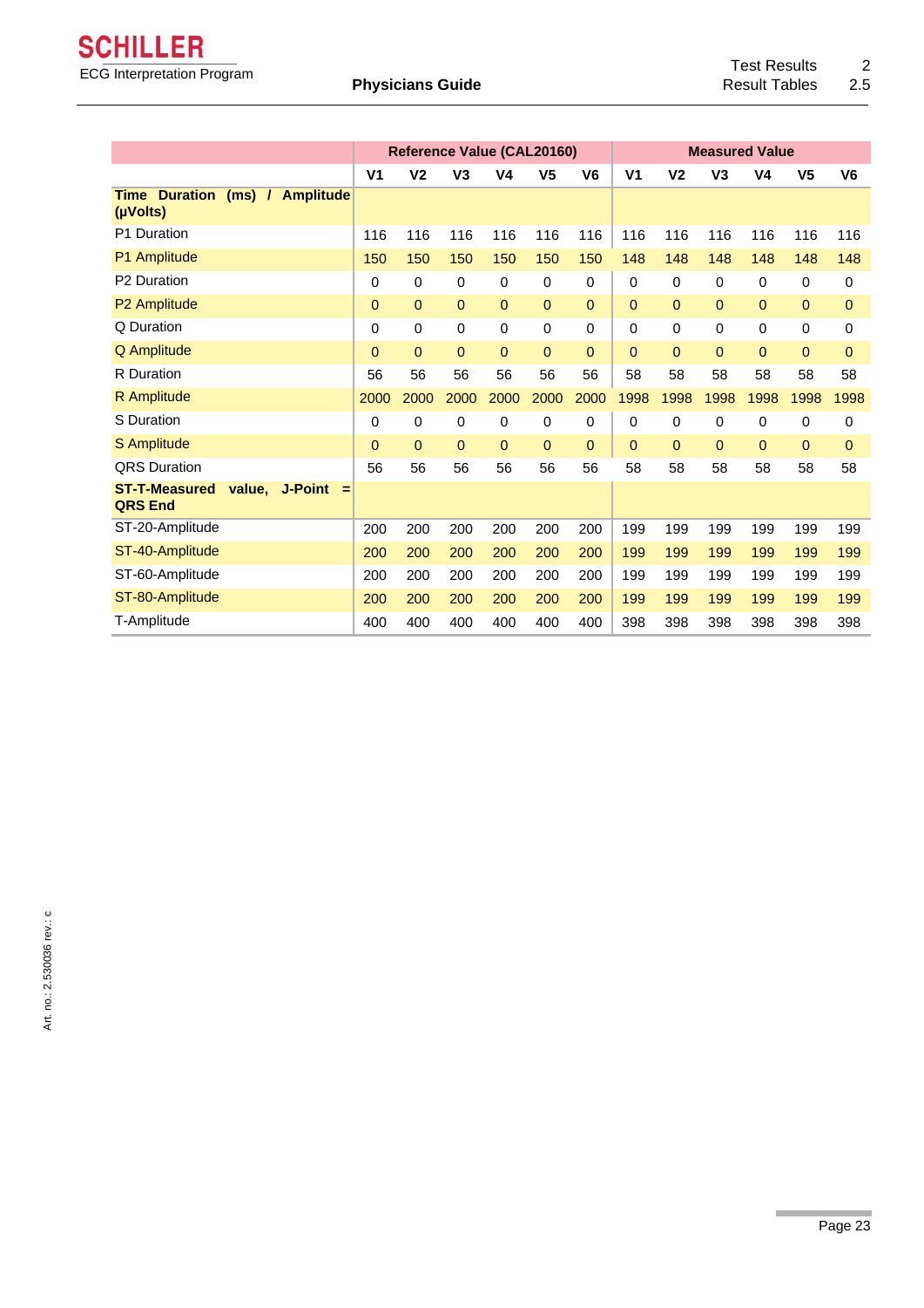| | Reference Value (CAL20160) | | | | | | Measured Value | | | | | |
|---|---|---|---|---|---|---|---|---|---|---|---|---|
| | V1 | V2 | V3 | V4 | V5 | V6 | V1 | V2 | V3 | V4 | V5 | V6 |
| **Time Duration (ms) / Amplitude (µVolts)** | | | | | | | | | | | | |
| P1 Duration | 116 | 116 | 116 | 116 | 116 | 116 | 116 | 116 | 116 | 116 | 116 | 116 |
| P1 Amplitude | 150 | 150 | 150 | 150 | 150 | 150 | 148 | 148 | 148 | 148 | 148 | 148 |
| P2 Duration | 0 | 0 | 0 | 0 | 0 | 0 | 0 | 0 | 0 | 0 | 0 | 0 |
| P2 Amplitude | 0 | 0 | 0 | 0 | 0 | 0 | 0 | 0 | 0 | 0 | 0 | 0 |
| Q Duration | 0 | 0 | 0 | 0 | 0 | 0 | 0 | 0 | 0 | 0 | 0 | 0 |
| Q Amplitude | 0 | 0 | 0 | 0 | 0 | 0 | 0 | 0 | 0 | 0 | 0 | 0 |
| R Duration | 56 | 56 | 56 | 56 | 56 | 56 | 58 | 58 | 58 | 58 | 58 | 58 |
| R Amplitude | 2000 | 2000 | 2000 | 2000 | 2000 | 2000 | 1998 | 1998 | 1998 | 1998 | 1998 | 1998 |
| S Duration | 0 | 0 | 0 | 0 | 0 | 0 | 0 | 0 | 0 | 0 | 0 | 0 |
| S Amplitude | 0 | 0 | 0 | 0 | 0 | 0 | 0 | 0 | 0 | 0 | 0 | 0 |
| QRS Duration | 56 | 56 | 56 | 56 | 56 | 56 | 58 | 58 | 58 | 58 | 58 | 58 |
| **ST-T-Measured value, J-Point = QRS End** | | | | | | | | | | | | |
| ST-20-Amplitude | 200 | 200 | 200 | 200 | 200 | 200 | 199 | 199 | 199 | 199 | 199 | 199 |
| ST-40-Amplitude | 200 | 200 | 200 | 200 | 200 | 200 | 199 | 199 | 199 | 199 | 199 | 199 |
| ST-60-Amplitude | 200 | 200 | 200 | 200 | 200 | 200 | 199 | 199 | 199 | 199 | 199 | 199 |
| ST-80-Amplitude | 200 | 200 | 200 | 200 | 200 | 200 | 199 | 199 | 199 | 199 | 199 | 199 |
| T-Amplitude | 400 | 400 | 400 | 400 | 400 | 400 | 398 | 398 | 398 | 398 | 398 | 398 |